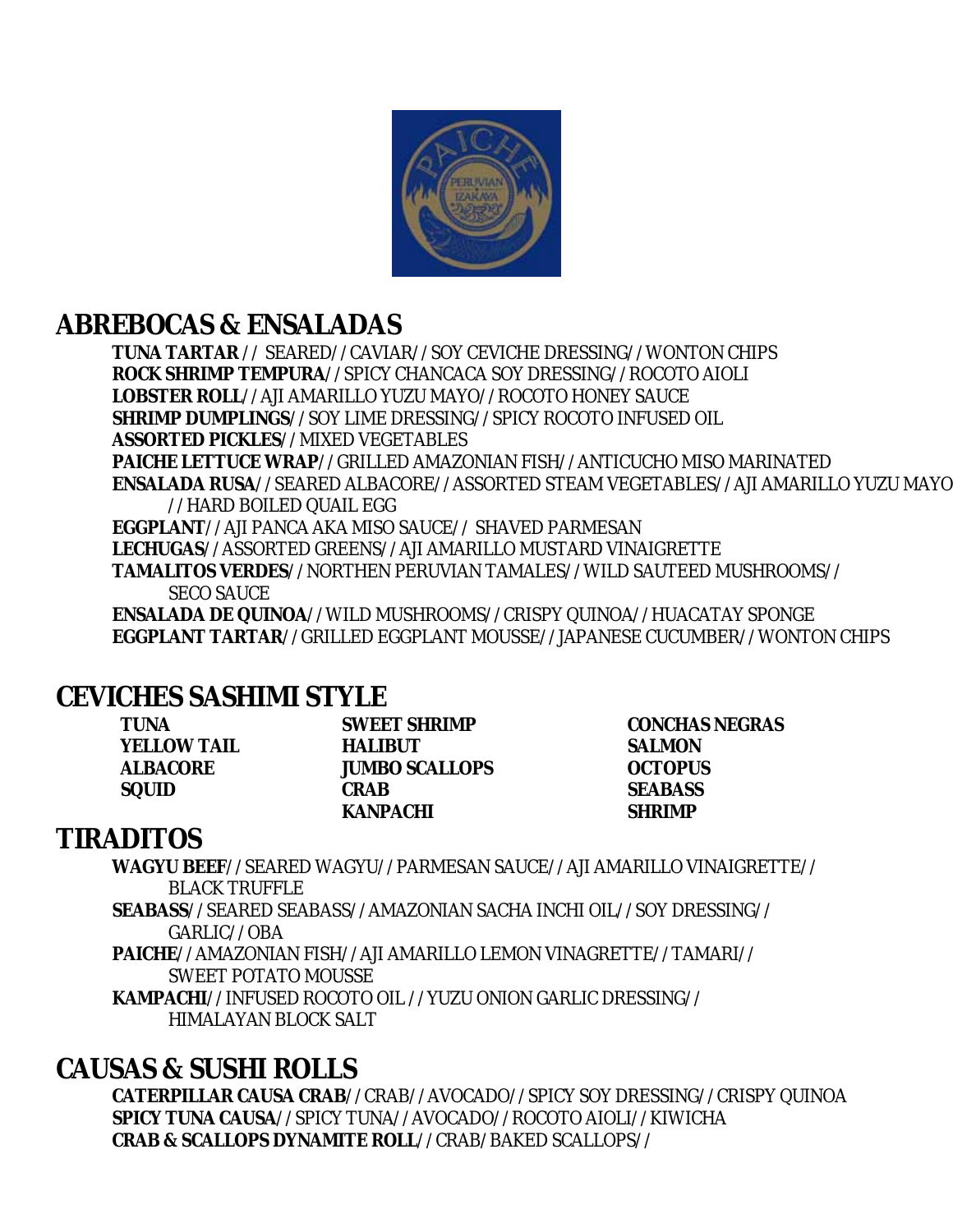## ABREBOCAS & ENSALADAS

**TUNA TARTAR //** SEARED//CAVIAR//SOY CEVICHE DRESSING//WONTON CHIPS
**ROCK SHRIMP TEMPURA//** SPICY CHANCACA SOY DRESSING//ROCOTO AIOLI
**LOBSTER ROLL//** AJI AMARILLO YUZU MAYO//ROCOTO HONEY SAUCE
**SHRIMP DUMPLINGS//** SOY LIME DRESSING//SPICY ROCOTO INFUSED OIL
**ASSORTED PICKLES//** MIXED VEGETABLES
**PAICHE LETTUCE WRAP//** GRILLED AMAZONIAN FISH//ANTICUCHO MISO MARINATED
**ENSALADA RUSA//** SEARED ALBACORE//ASSORTED STEAM VEGETABLES//AJI AMARILLO YUZU MAYO //HARD BOILED QUAIL EGG
**EGGPLANT//** AJI PANCA AKA MISO SAUCE// SHAVED PARMESAN
**LECHUGAS//** ASSORTED GREENS//AJI AMARILLO MUSTARD VINAIGRETTE
**TAMALITOS VERDES//** NORTHEN PERUVIAN TAMALES//WILD SAUTEED MUSHROOMS// SECO SAUCE
**ENSALADA DE QUINOA//** WILD MUSHROOMS//CRISPY QUINOA//HUACATAY SPONGE
**EGGPLANT TARTAR//** GRILLED EGGPLANT MOUSSE//JAPANESE CUCUMBER//WONTON CHIPS

## CEVICHES SASHIMI STYLE

**TUNA**
**YELLOW TAIL**
**ALBACORE**
**SQUID**
**SWEET SHRIMP**
**HALIBUT**
**JUMBO SCALLOPS**
**CRAB**
**KANPACHI**
**CONCHAS NEGRAS**
**SALMON**
**OCTOPUS**
**SEABASS**
**SHRIMP**

## TIRADITOS

**WAGYU BEEF//** SEARED WAGYU//PARMESAN SAUCE//AJI AMARILLO VINAIGRETTE// BLACK TRUFFLE
**SEABASS//** SEARED SEABASS//AMAZONIAN SACHA INCHI OIL//SOY DRESSING// GARLIC//OBA
**PAICHE//** AMAZONIAN FISH//AJI AMARILLO LEMON VINAGRETTE//TAMARI// SWEET POTATO MOUSSE
**KAMPACHI//** INFUSED ROCOTO OIL //YUZU ONION GARLIC DRESSING// HIMALAYAN BLOCK SALT

## CAUSAS & SUSHI ROLLS

**CATERPILLAR CAUSA CRAB//** CRAB//AVOCADO//SPICY SOY DRESSING//CRISPY QUINOA
**SPICY TUNA CAUSA//** SPICY TUNA//AVOCADO//ROCOTO AIOLI//KIWICHA
**CRAB & SCALLOPS DYNAMITE ROLL//** CRAB/BAKED SCALLOPS//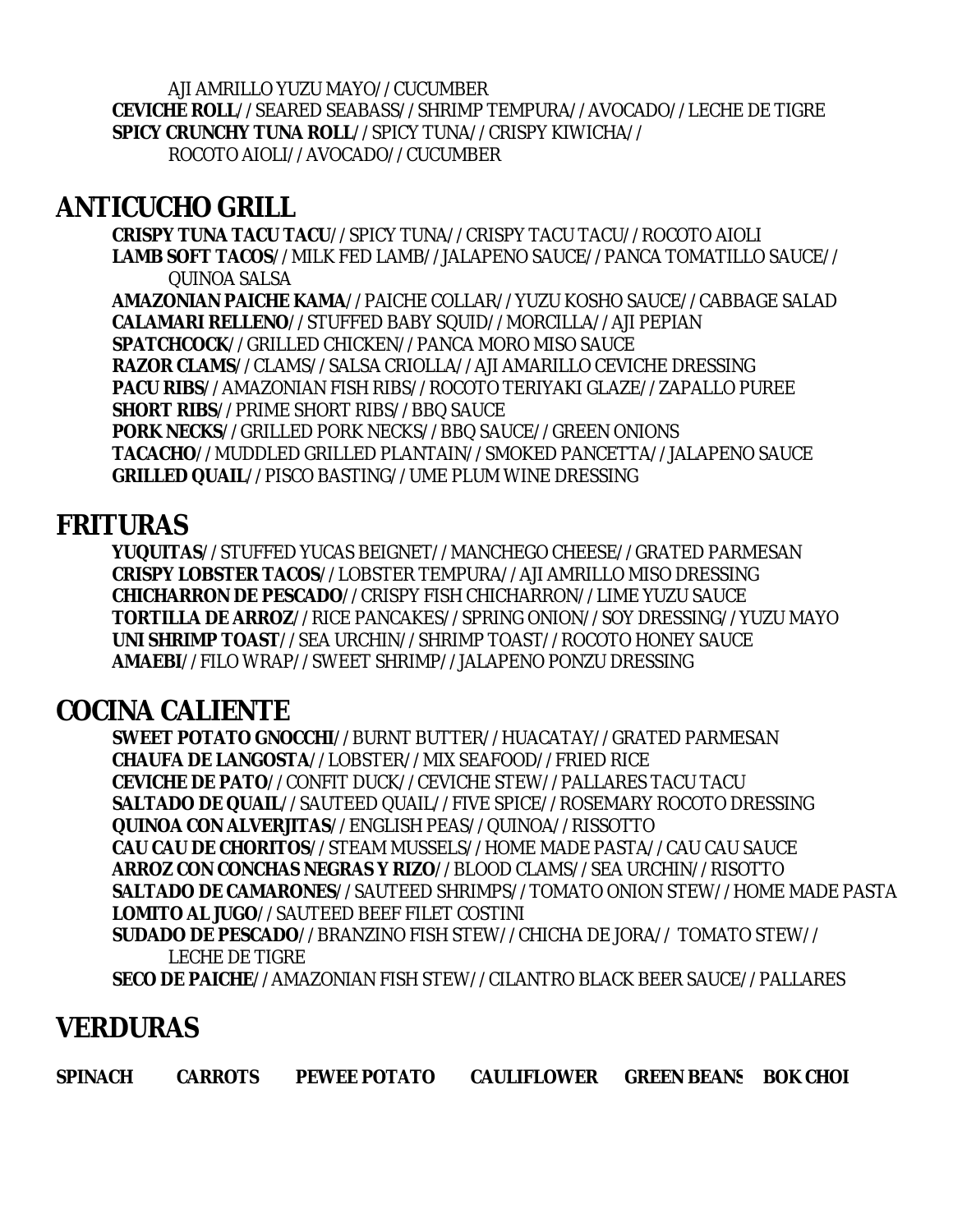AJI AMRILLO YUZU MAYO//CUCUMBER

**CEVICHE ROLL**//SEARED SEABASS//SHRIMP TEMPURA//AVOCADO//LECHE DE TIGRE

**SPICY CRUNCHY TUNA ROLL**//SPICY TUNA//CRISPY KIWICHA//
ROCOTO AIOLI//AVOCADO//CUCUMBER

## ANTICUCHO GRILL

**CRISPY TUNA TACU TACU**//SPICY TUNA//CRISPY TACU TACU//ROCOTO AIOLI

**LAMB SOFT TACOS**//MILK FED LAMB//JALAPENO SAUCE//PANCA TOMATILLO SAUCE//
QUINOA SALSA

**AMAZONIAN PAICHE KAMA**//PAICHE COLLAR//YUZU KOSHO SAUCE//CABBAGE SALAD

**CALAMARI RELLENO**//STUFFED BABY SQUID//MORCILLA//AJI PEPIAN

**SPATCHCOCK**//GRILLED CHICKEN//PANCA MORO MISO SAUCE

**RAZOR CLAMS**//CLAMS//SALSA CRIOLLA//AJI AMARILLO CEVICHE DRESSING

**PACU RIBS**//AMAZONIAN FISH RIBS//ROCOTO TERIYAKI GLAZE//ZAPALLO PUREE

**SHORT RIBS**//PRIME SHORT RIBS//BBQ SAUCE

**PORK NECKS**//GRILLED PORK NECKS//BBQ SAUCE//GREEN ONIONS

**TACACHO**//MUDDLED GRILLED PLANTAIN//SMOKED PANCETTA//JALAPENO SAUCE

**GRILLED QUAIL**//PISCO BASTING//UME PLUM WINE DRESSING

## FRITURAS

**YUQUITAS**//STUFFED YUCAS BEIGNET//MANCHEGO CHEESE//GRATED PARMESAN

**CRISPY LOBSTER TACOS**//LOBSTER TEMPURA//AJI AMRILLO MISO DRESSING

**CHICHARRON DE PESCADO**//CRISPY FISH CHICHARRON//LIME YUZU SAUCE

**TORTILLA DE ARROZ**//RICE PANCAKES//SPRING ONION//SOY DRESSING//YUZU MAYO

**UNI SHRIMP TOAST**//SEA URCHIN//SHRIMP TOAST//ROCOTO HONEY SAUCE

**AMAEBI**//FILO WRAP//SWEET SHRIMP//JALAPENO PONZU DRESSING

## COCINA CALIENTE

**SWEET POTATO GNOCCHI**//BURNT BUTTER//HUACATAY//GRATED PARMESAN

**CHAUFA DE LANGOSTA**//LOBSTER//MIX SEAFOOD//FRIED RICE

**CEVICHE DE PATO**//CONFIT DUCK//CEVICHE STEW//PALLARES TACU TACU

**SALTADO DE QUAIL**//SAUTEED QUAIL//FIVE SPICE//ROSEMARY ROCOTO DRESSING

**QUINOA CON ALVERJITAS**//ENGLISH PEAS//QUINOA//RISSOTTO

**CAU CAU DE CHORITOS**//STEAM MUSSELS//HOME MADE PASTA//CAU CAU SAUCE

**ARROZ CON CONCHAS NEGRAS Y RIZO**//BLOOD CLAMS//SEA URCHIN//RISOTTO

**SALTADO DE CAMARONES**//SAUTEED SHRIMPS//TOMATO ONION STEW//HOME MADE PASTA

**LOMITO AL JUGO**//SAUTEED BEEF FILET COSTINI

**SUDADO DE PESCADO**//BRANZINO FISH STEW//CHICHA DE JORA// TOMATO STEW//
LECHE DE TIGRE

**SECO DE PAICHE**//AMAZONIAN FISH STEW//CILANTRO BLACK BEER SAUCE//PALLARES

## VERDURAS

**SPINACH** **CARROTS** **PEWEE POTATO** **CAULIFLOWER** **GREEN BEANS** **BOK CHOI**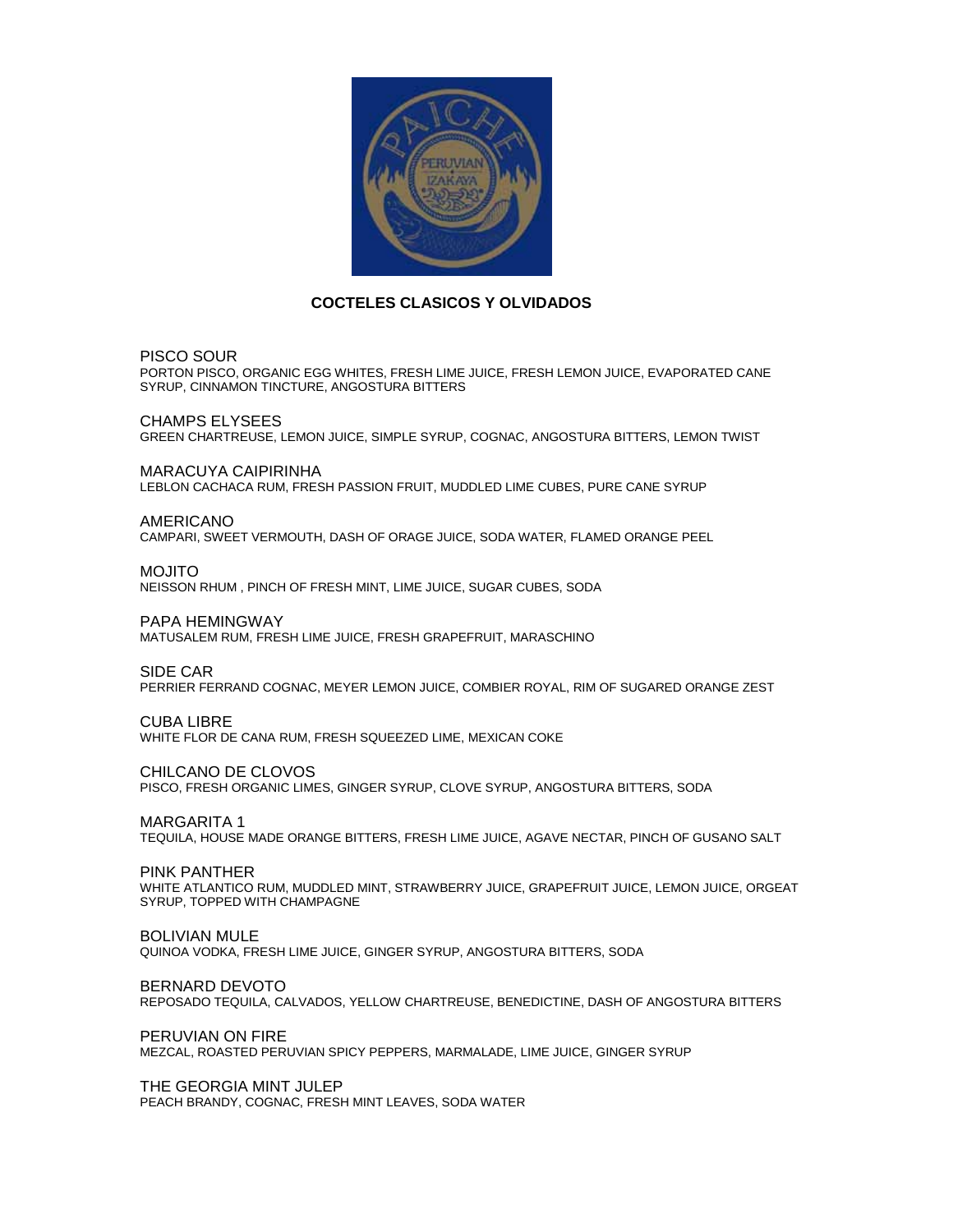## COCTELES CLASICOS Y OLVIDADOS

PISCO SOUR
PORTON PISCO, ORGANIC EGG WHITES, FRESH LIME JUICE, FRESH LEMON JUICE, EVAPORATED CANE SYRUP, CINNAMON TINCTURE, ANGOSTURA BITTERS

CHAMPS ELYSEES
GREEN CHARTREUSE, LEMON JUICE, SIMPLE SYRUP, COGNAC, ANGOSTURA BITTERS, LEMON TWIST

MARACUYA CAIPIRINHA
LEBLON CACHACA RUM, FRESH PASSION FRUIT, MUDDLED LIME CUBES, PURE CANE SYRUP

AMERICANO
CAMPARI, SWEET VERMOUTH, DASH OF ORAGE JUICE, SODA WATER, FLAMED ORANGE PEEL

MOJITO
NEISSON RHUM , PINCH OF FRESH MINT, LIME JUICE, SUGAR CUBES, SODA

PAPA HEMINGWAY
MATUSALEM RUM, FRESH LIME JUICE, FRESH GRAPEFRUIT, MARASCHINO

SIDE CAR
PERRIER FERRAND COGNAC, MEYER LEMON JUICE, COMBIER ROYAL, RIM OF SUGARED ORANGE ZEST

CUBA LIBRE
WHITE FLOR DE CANA RUM, FRESH SQUEEZED LIME, MEXICAN COKE

CHILCANO DE CLOVOS
PISCO, FRESH ORGANIC LIMES, GINGER SYRUP, CLOVE SYRUP, ANGOSTURA BITTERS, SODA

MARGARITA 1
TEQUILA, HOUSE MADE ORANGE BITTERS, FRESH LIME JUICE, AGAVE NECTAR, PINCH OF GUSANO SALT

PINK PANTHER
WHITE ATLANTICO RUM, MUDDLED MINT, STRAWBERRY JUICE, GRAPEFRUIT JUICE, LEMON JUICE, ORGEAT SYRUP, TOPPED WITH CHAMPAGNE

BOLIVIAN MULE
QUINOA VODKA, FRESH LIME JUICE, GINGER SYRUP, ANGOSTURA BITTERS, SODA

BERNARD DEVOTO
REPOSADO TEQUILA, CALVADOS, YELLOW CHARTREUSE, BENEDICTINE, DASH OF ANGOSTURA BITTERS

PERUVIAN ON FIRE
MEZCAL, ROASTED PERUVIAN SPICY PEPPERS, MARMALADE, LIME JUICE, GINGER SYRUP

THE GEORGIA MINT JULEP
PEACH BRANDY, COGNAC, FRESH MINT LEAVES, SODA WATER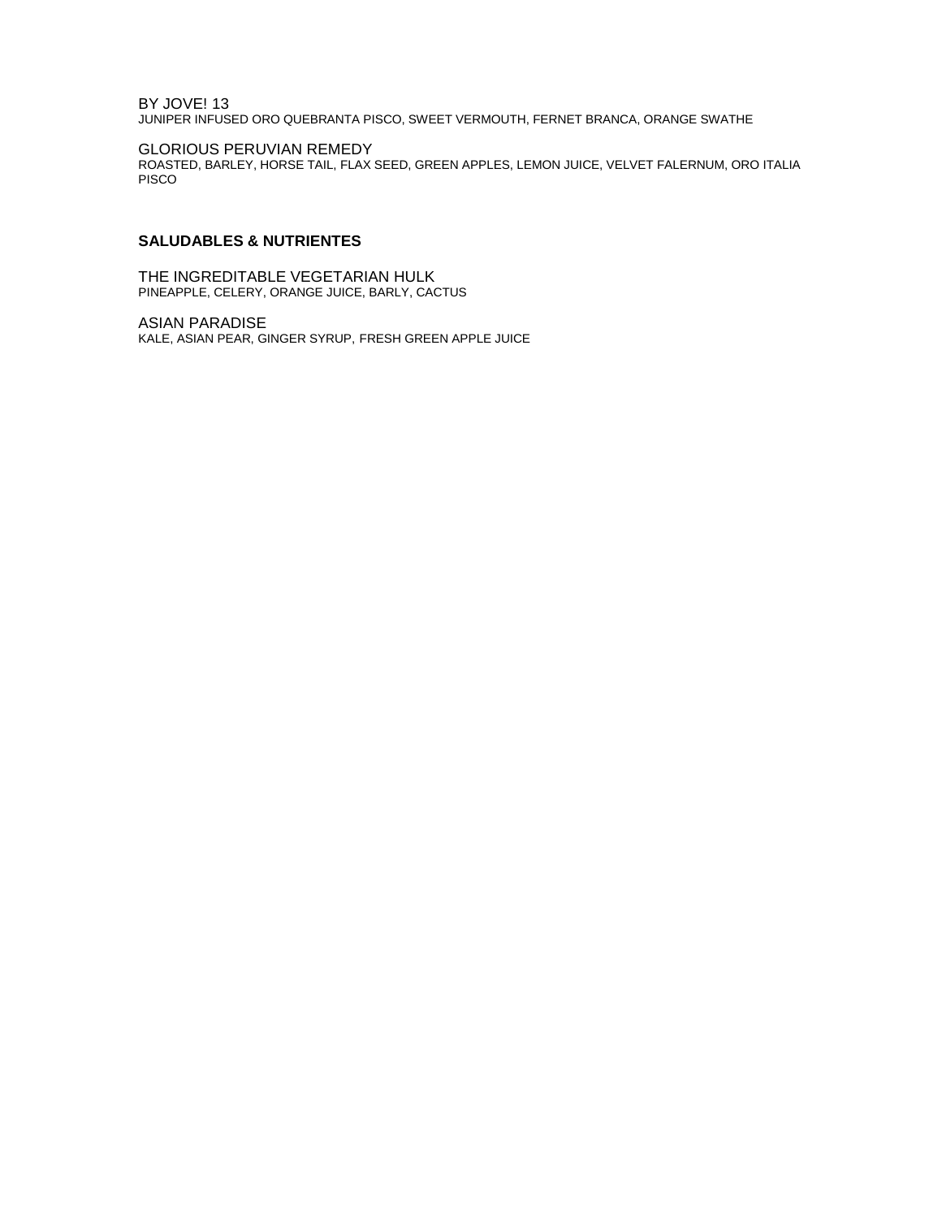BY JOVE! 13
JUNIPER INFUSED ORO QUEBRANTA PISCO, SWEET VERMOUTH, FERNET BRANCA, ORANGE SWATHE

GLORIOUS PERUVIAN REMEDY
ROASTED, BARLEY, HORSE TAIL, FLAX SEED, GREEN APPLES, LEMON JUICE, VELVET FALERNUM, ORO ITALIA PISCO

## SALUDABLES & NUTRIENTES

THE INGREDITABLE VEGETARIAN HULK
PINEAPPLE, CELERY, ORANGE JUICE, BARLY, CACTUS

ASIAN PARADISE
KALE, ASIAN PEAR, GINGER SYRUP, FRESH GREEN APPLE JUICE